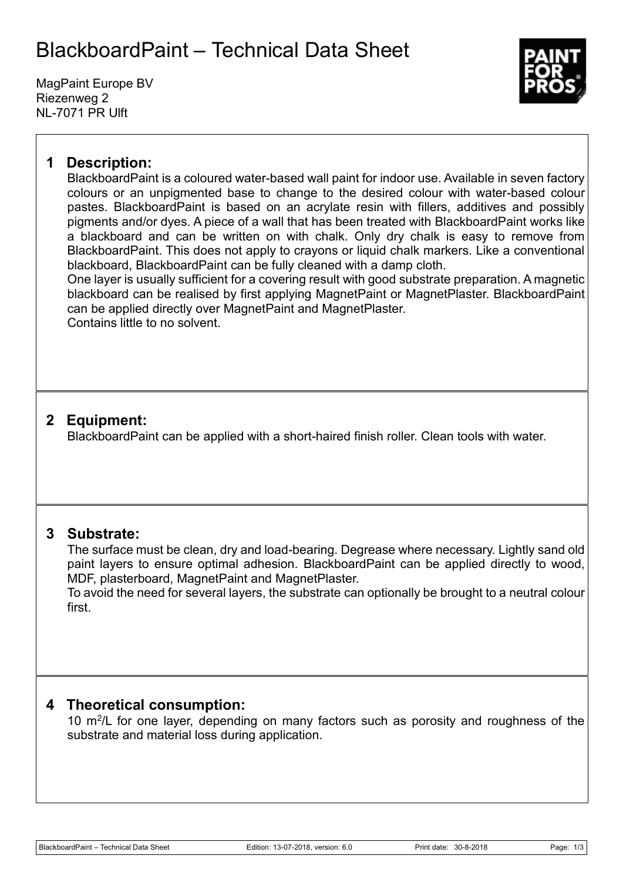# BlackboardPaint – Technical Data Sheet

MagPaint Europe BV
Riezenweg 2
NL-7071 PR Ulft

## 1 Description:

BlackboardPaint is a coloured water-based wall paint for indoor use. Available in seven factory colours or an unpigmented base to change to the desired colour with water-based colour pastes. BlackboardPaint is based on an acrylate resin with fillers, additives and possibly pigments and/or dyes. A piece of a wall that has been treated with BlackboardPaint works like a blackboard and can be written on with chalk. Only dry chalk is easy to remove from BlackboardPaint. This does not apply to crayons or liquid chalk markers. Like a conventional blackboard, BlackboardPaint can be fully cleaned with a damp cloth.
One layer is usually sufficient for a covering result with good substrate preparation. A magnetic blackboard can be realised by first applying MagnetPaint or MagnetPlaster. BlackboardPaint can be applied directly over MagnetPaint and MagnetPlaster.
Contains little to no solvent.

## 2 Equipment:

BlackboardPaint can be applied with a short-haired finish roller. Clean tools with water.

## 3 Substrate:

The surface must be clean, dry and load-bearing. Degrease where necessary. Lightly sand old paint layers to ensure optimal adhesion. BlackboardPaint can be applied directly to wood, MDF, plasterboard, MagnetPaint and MagnetPlaster.
To avoid the need for several layers, the substrate can optionally be brought to a neutral colour first.

## 4 Theoretical consumption:

10 $m^2$/L for one layer, depending on many factors such as porosity and roughness of the substrate and material loss during application.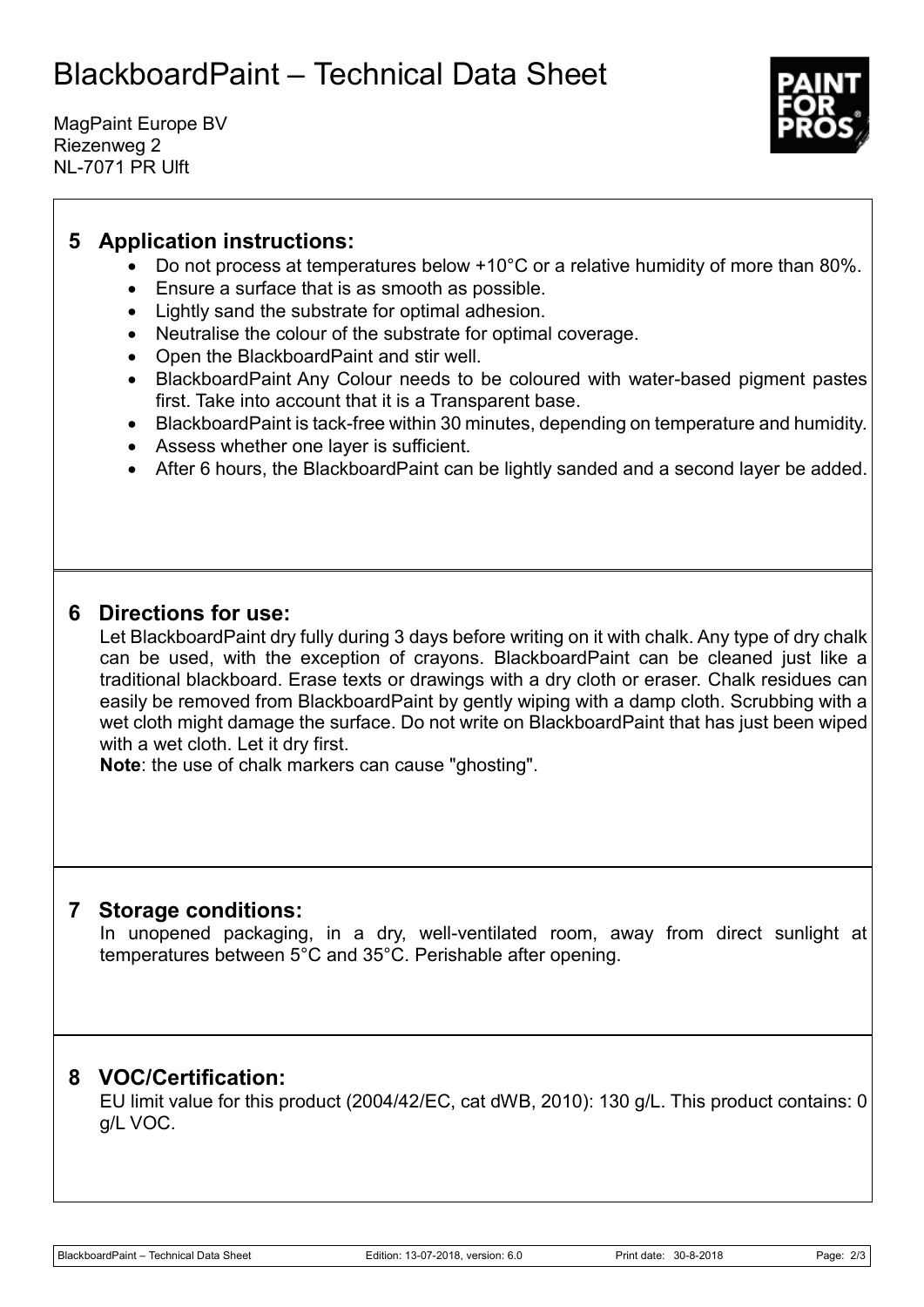# BlackboardPaint – Technical Data Sheet

MagPaint Europe BV
Riezenweg 2
NL-7071 PR Ulft

## 5 Application instructions:

- Do not process at temperatures below +10°C or a relative humidity of more than 80%.
- Ensure a surface that is as smooth as possible.
- Lightly sand the substrate for optimal adhesion.
- Neutralise the colour of the substrate for optimal coverage.
- Open the BlackboardPaint and stir well.
- BlackboardPaint Any Colour needs to be coloured with water-based pigment pastes first. Take into account that it is a Transparent base.
- BlackboardPaint is tack-free within 30 minutes, depending on temperature and humidity.
- Assess whether one layer is sufficient.
- After 6 hours, the BlackboardPaint can be lightly sanded and a second layer be added.

## 6 Directions for use:

Let BlackboardPaint dry fully during 3 days before writing on it with chalk. Any type of dry chalk can be used, with the exception of crayons. BlackboardPaint can be cleaned just like a traditional blackboard. Erase texts or drawings with a dry cloth or eraser. Chalk residues can easily be removed from BlackboardPaint by gently wiping with a damp cloth. Scrubbing with a wet cloth might damage the surface. Do not write on BlackboardPaint that has just been wiped with a wet cloth. Let it dry first.

**Note**: the use of chalk markers can cause "ghosting".

## 7 Storage conditions:

In unopened packaging, in a dry, well-ventilated room, away from direct sunlight at temperatures between 5°C and 35°C. Perishable after opening.

## 8 VOC/Certification:

EU limit value for this product (2004/42/EC, cat dWB, 2010): 130 g/L. This product contains: 0 g/L VOC.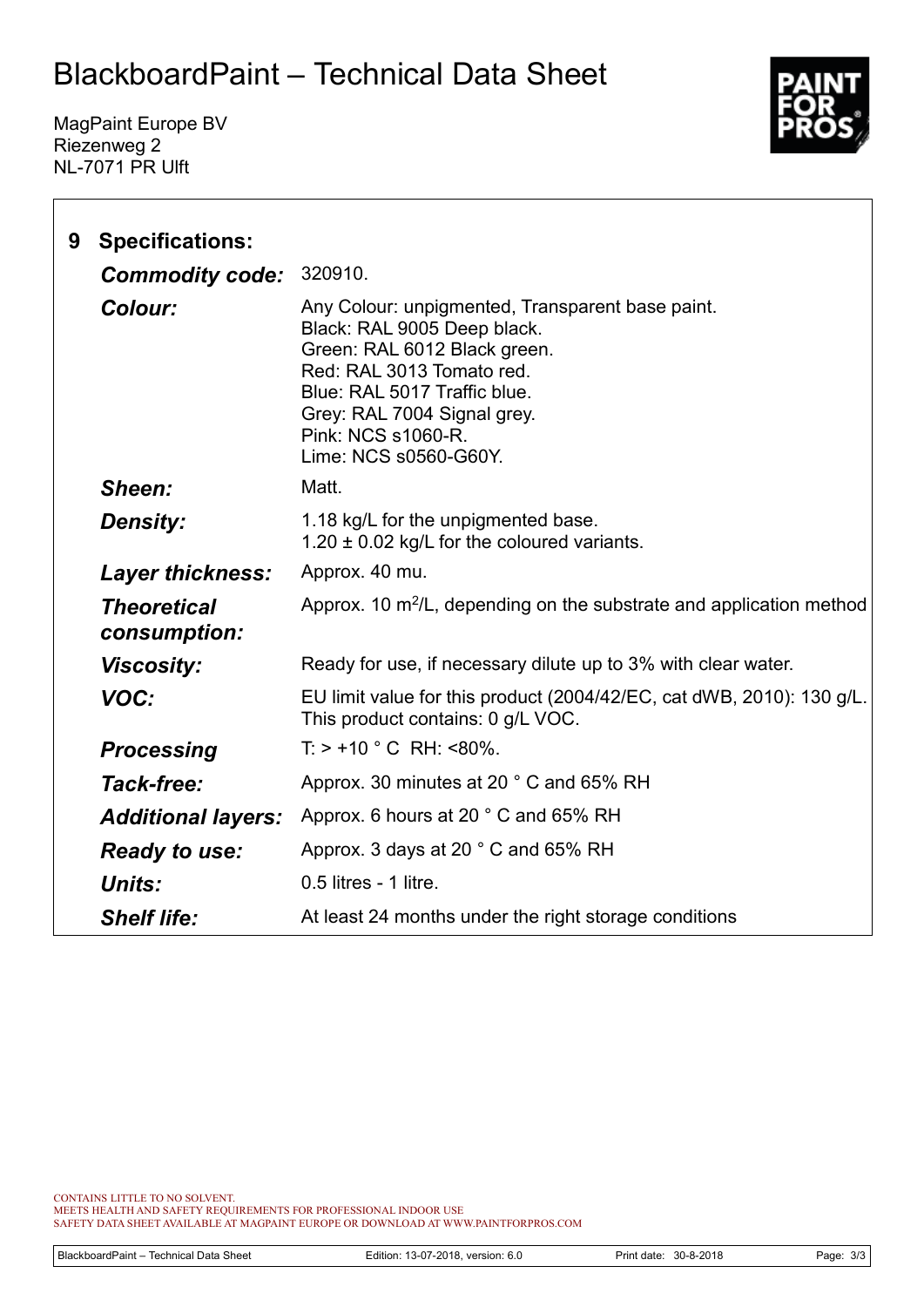# BlackboardPaint – Technical Data Sheet

MagPaint Europe BV
Riezenweg 2
NL-7071 PR Ulft

## 9 Specifications:

| | |
|---|---|
| ***Commodity code:*** | 320910. |
| ***Colour:*** | Any Colour: unpigmented, Transparent base paint.<br>Black: RAL 9005 Deep black.<br>Green: RAL 6012 Black green.<br>Red: RAL 3013 Tomato red.<br>Blue: RAL 5017 Traffic blue.<br>Grey: RAL 7004 Signal grey.<br>Pink: NCS s1060-R.<br>Lime: NCS s0560-G60Y. |
| ***Sheen:*** | Matt. |
| ***Density:*** | 1.18 kg/L for the unpigmented base.<br>$1.20 \pm 0.02$ kg/L for the coloured variants. |
| ***Layer thickness:*** | Approx. 40 mu. |
| ***Theoretical consumption:*** | Approx. 10 $m^2$/L, depending on the substrate and application method |
| ***Viscosity:*** | Ready for use, if necessary dilute up to 3% with clear water. |
| ***VOC:*** | EU limit value for this product (2004/42/EC, cat dWB, 2010): 130 g/L.<br>This product contains: 0 g/L VOC. |
| ***Processing*** | T: > +10 ° C RH: <80%. |
| ***Tack-free:*** | Approx. 30 minutes at 20 ° C and 65% RH |
| ***Additional layers:*** | Approx. 6 hours at 20 ° C and 65% RH |
| ***Ready to use:*** | Approx. 3 days at 20 ° C and 65% RH |
| ***Units:*** | 0.5 litres - 1 litre. |
| ***Shelf life:*** | At least 24 months under the right storage conditions |

CONTAINS LITTLE TO NO SOLVENT.
MEETS HEALTH AND SAFETY REQUIREMENTS FOR PROFESSIONAL INDOOR USE
SAFETY DATA SHEET AVAILABLE AT MAGPAINT EUROPE OR DOWNLOAD AT WWW.PAINTFORPROS.COM